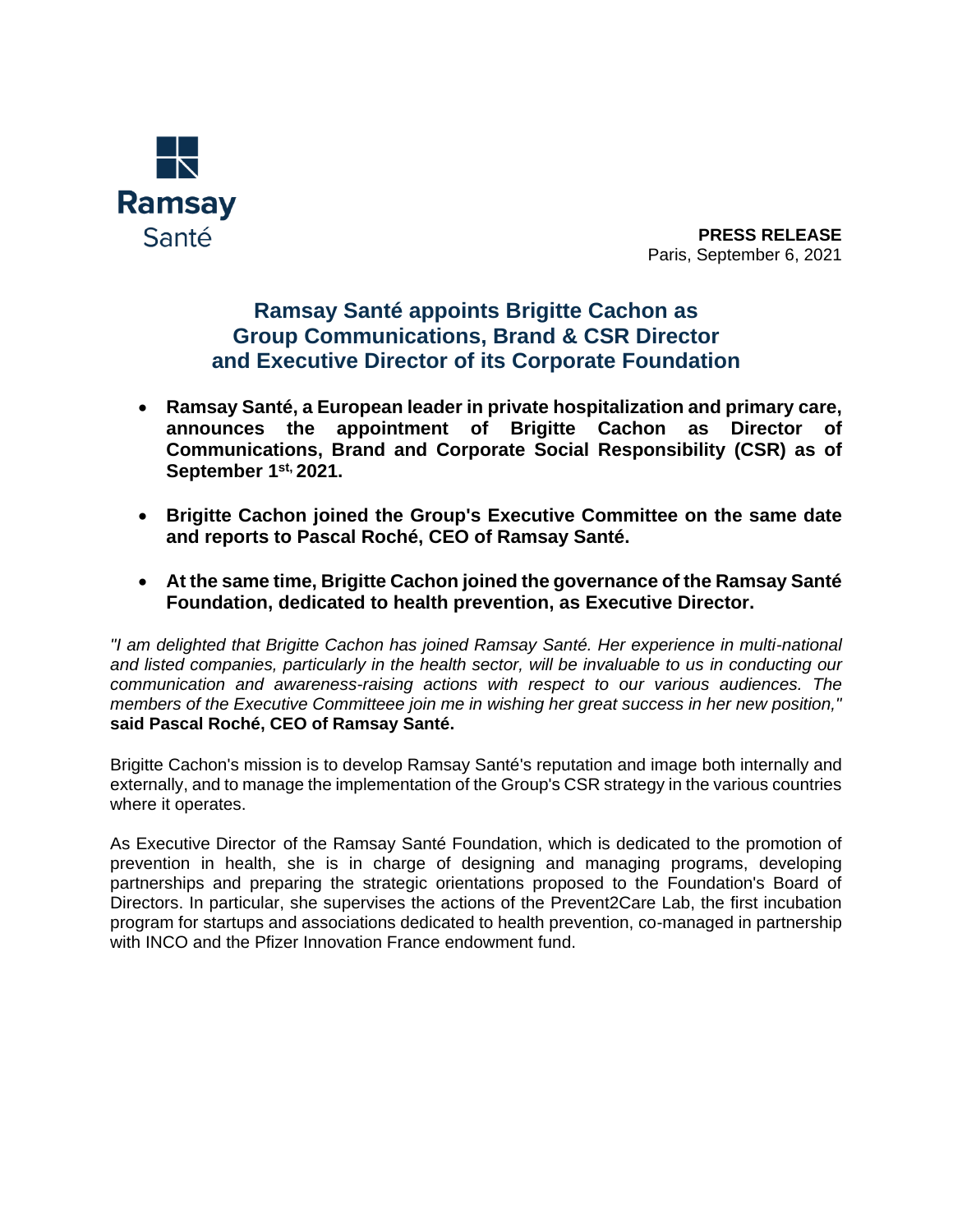Ramsay Santé

**PRESS RELEASE**
Paris, September 6, 2021

# Ramsay Santé appoints Brigitte Cachon as Group Communications, Brand & CSR Director and Executive Director of its Corporate Foundation

- **Ramsay Santé, a European leader in private hospitalization and primary care, announces the appointment of Brigitte Cachon as Director of Communications, Brand and Corporate Social Responsibility (CSR) as of September 1st, 2021.**

- **Brigitte Cachon joined the Group's Executive Committee on the same date and reports to Pascal Roché, CEO of Ramsay Santé.**

- **At the same time, Brigitte Cachon joined the governance of the Ramsay Santé Foundation, dedicated to health prevention, as Executive Director.**

*"I am delighted that Brigitte Cachon has joined Ramsay Santé. Her experience in multi-national and listed companies, particularly in the health sector, will be invaluable to us in conducting our communication and awareness-raising actions with respect to our various audiences. The members of the Executive Committeee join me in wishing her great success in her new position,"* **said Pascal Roché, CEO of Ramsay Santé.**

Brigitte Cachon's mission is to develop Ramsay Santé's reputation and image both internally and externally, and to manage the implementation of the Group's CSR strategy in the various countries where it operates.

As Executive Director of the Ramsay Santé Foundation, which is dedicated to the promotion of prevention in health, she is in charge of designing and managing programs, developing partnerships and preparing the strategic orientations proposed to the Foundation's Board of Directors. In particular, she supervises the actions of the Prevent2Care Lab, the first incubation program for startups and associations dedicated to health prevention, co-managed in partnership with INCO and the Pfizer Innovation France endowment fund.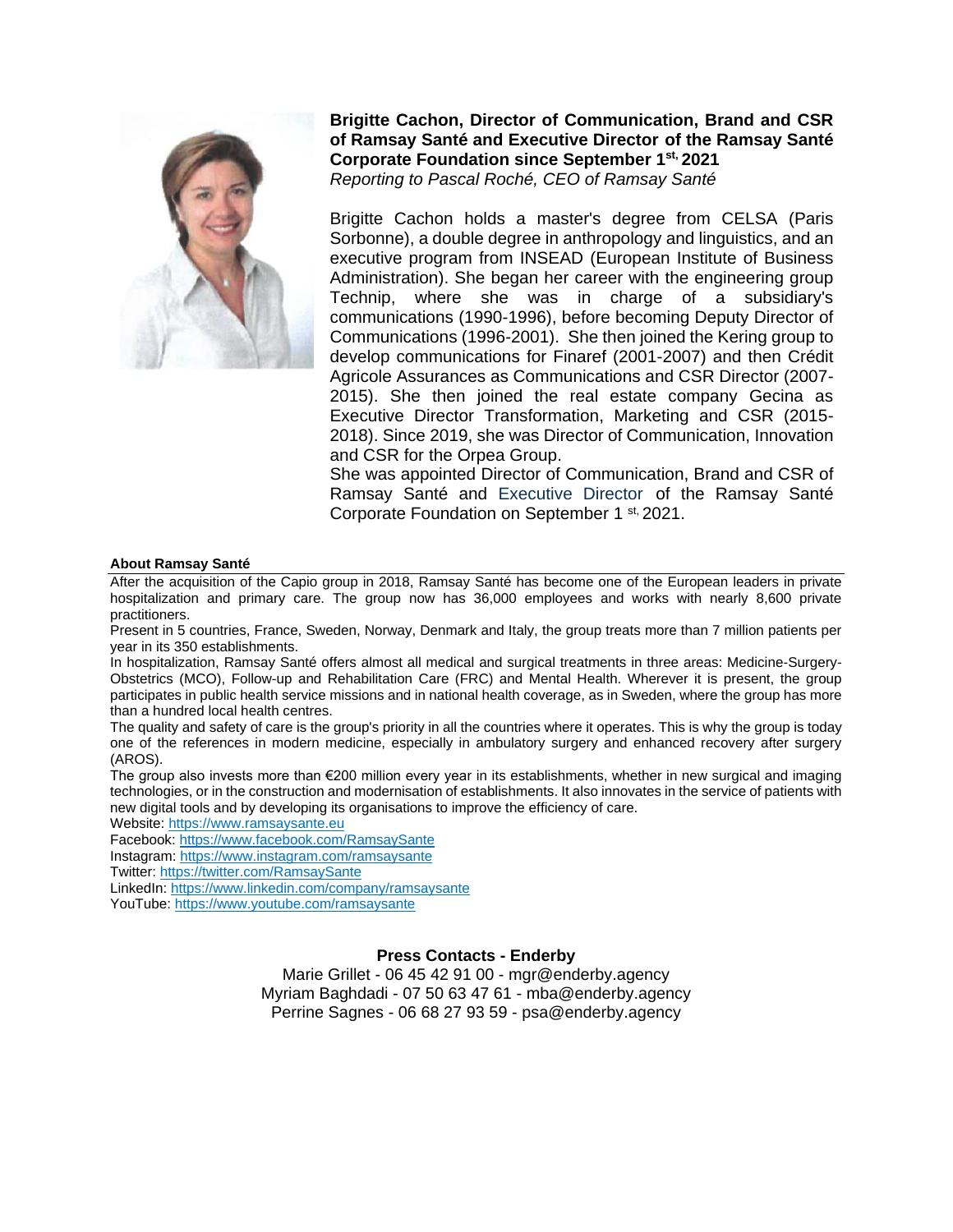**Brigitte Cachon, Director of Communication, Brand and CSR of Ramsay Santé and Executive Director of the Ramsay Santé Corporate Foundation since September 1st, 2021**

*Reporting to Pascal Roché, CEO of Ramsay Santé*

Brigitte Cachon holds a master's degree from CELSA (Paris Sorbonne), a double degree in anthropology and linguistics, and an executive program from INSEAD (European Institute of Business Administration). She began her career with the engineering group Technip, where she was in charge of a subsidiary's communications (1990-1996), before becoming Deputy Director of Communications (1996-2001). She then joined the Kering group to develop communications for Finaref (2001-2007) and then Crédit Agricole Assurances as Communications and CSR Director (2007-2015). She then joined the real estate company Gecina as Executive Director Transformation, Marketing and CSR (2015-2018). Since 2019, she was Director of Communication, Innovation and CSR for the Orpea Group.

She was appointed Director of Communication, Brand and CSR of Ramsay Santé and Executive Director of the Ramsay Santé Corporate Foundation on September 1st, 2021.

**About Ramsay Santé**

After the acquisition of the Capio group in 2018, Ramsay Santé has become one of the European leaders in private hospitalization and primary care. The group now has 36,000 employees and works with nearly 8,600 private practitioners.

Present in 5 countries, France, Sweden, Norway, Denmark and Italy, the group treats more than 7 million patients per year in its 350 establishments.

In hospitalization, Ramsay Santé offers almost all medical and surgical treatments in three areas: Medicine-Surgery-Obstetrics (MCO), Follow-up and Rehabilitation Care (FRC) and Mental Health. Wherever it is present, the group participates in public health service missions and in national health coverage, as in Sweden, where the group has more than a hundred local health centres.

The quality and safety of care is the group's priority in all the countries where it operates. This is why the group is today one of the references in modern medicine, especially in ambulatory surgery and enhanced recovery after surgery (AROS).

The group also invests more than €200 million every year in its establishments, whether in new surgical and imaging technologies, or in the construction and modernisation of establishments. It also innovates in the service of patients with new digital tools and by developing its organisations to improve the efficiency of care.

Website: https://www.ramsaysante.eu
Facebook: https://www.facebook.com/RamsaySante
Instagram: https://www.instagram.com/ramsaysante
Twitter: https://twitter.com/RamsaySante
LinkedIn: https://www.linkedin.com/company/ramsaysante
YouTube: https://www.youtube.com/ramsaysante

**Press Contacts - Enderby**

Marie Grillet - 06 45 42 91 00 - mgr@enderby.agency
Myriam Baghdadi - 07 50 63 47 61 - mba@enderby.agency
Perrine Sagnes - 06 68 27 93 59 - psa@enderby.agency